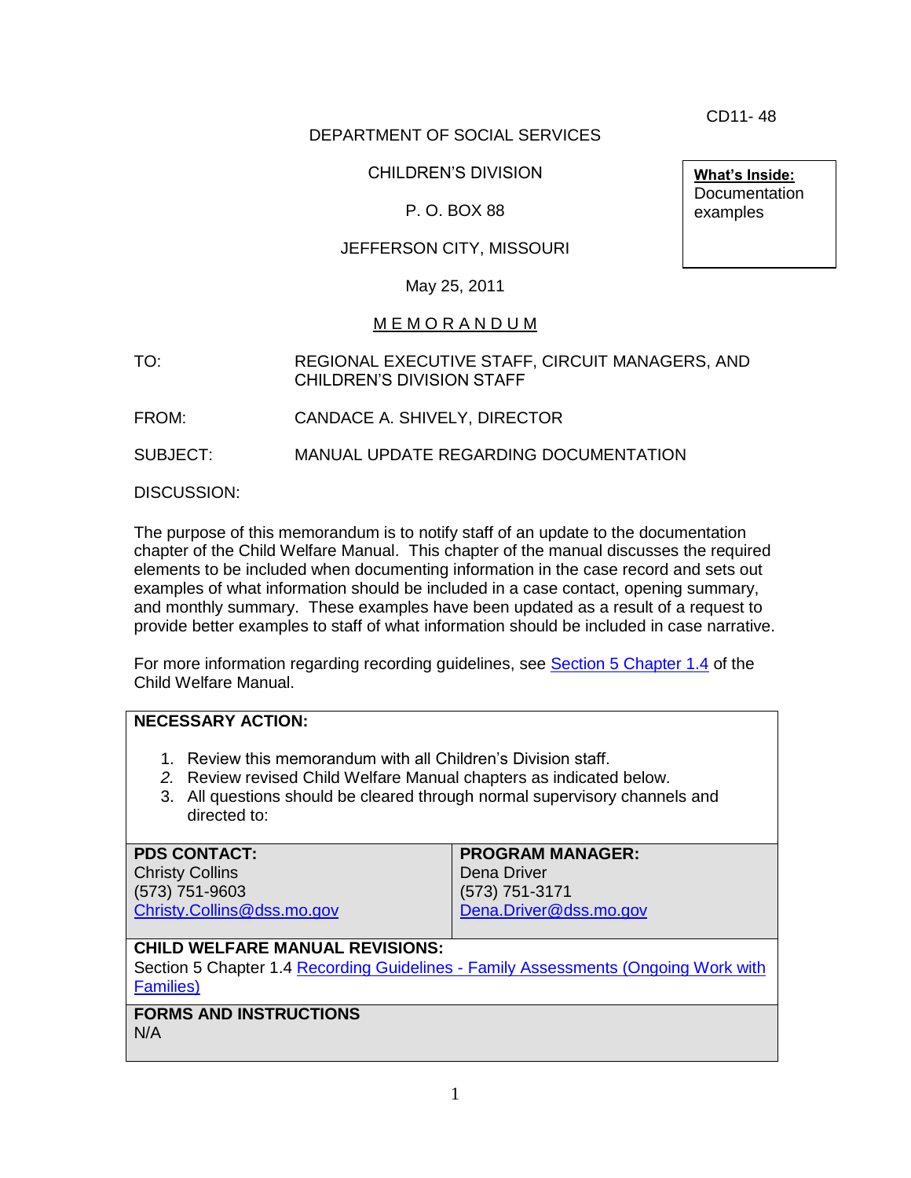CD11- 48

DEPARTMENT OF SOCIAL SERVICES

CHILDREN'S DIVISION

P. O. BOX 88

JEFFERSON CITY, MISSOURI

May 25, 2011

**What's Inside:**
Documentation examples

M E M O R A N D U M

TO: REGIONAL EXECUTIVE STAFF, CIRCUIT MANAGERS, AND CHILDREN'S DIVISION STAFF

FROM: CANDACE A. SHIVELY, DIRECTOR

SUBJECT: MANUAL UPDATE REGARDING DOCUMENTATION

DISCUSSION:

The purpose of this memorandum is to notify staff of an update to the documentation chapter of the Child Welfare Manual. This chapter of the manual discusses the required elements to be included when documenting information in the case record and sets out examples of what information should be included in a case contact, opening summary, and monthly summary. These examples have been updated as a result of a request to provide better examples to staff of what information should be included in case narrative.

For more information regarding recording guidelines, see Section 5 Chapter 1.4 of the Child Welfare Manual.

**NECESSARY ACTION:**

1. Review this memorandum with all Children's Division staff.
2. Review revised Child Welfare Manual chapters as indicated below.
3. All questions should be cleared through normal supervisory channels and directed to:

| **PDS CONTACT:** | **PROGRAM MANAGER:** |
|---|---|
| Christy Collins<br>(573) 751-9603<br>Christy.Collins@dss.mo.gov | Dena Driver<br>(573) 751-3171<br>Dena.Driver@dss.mo.gov |

**CHILD WELFARE MANUAL REVISIONS:**
Section 5 Chapter 1.4 Recording Guidelines - Family Assessments (Ongoing Work with Families)

**FORMS AND INSTRUCTIONS**
N/A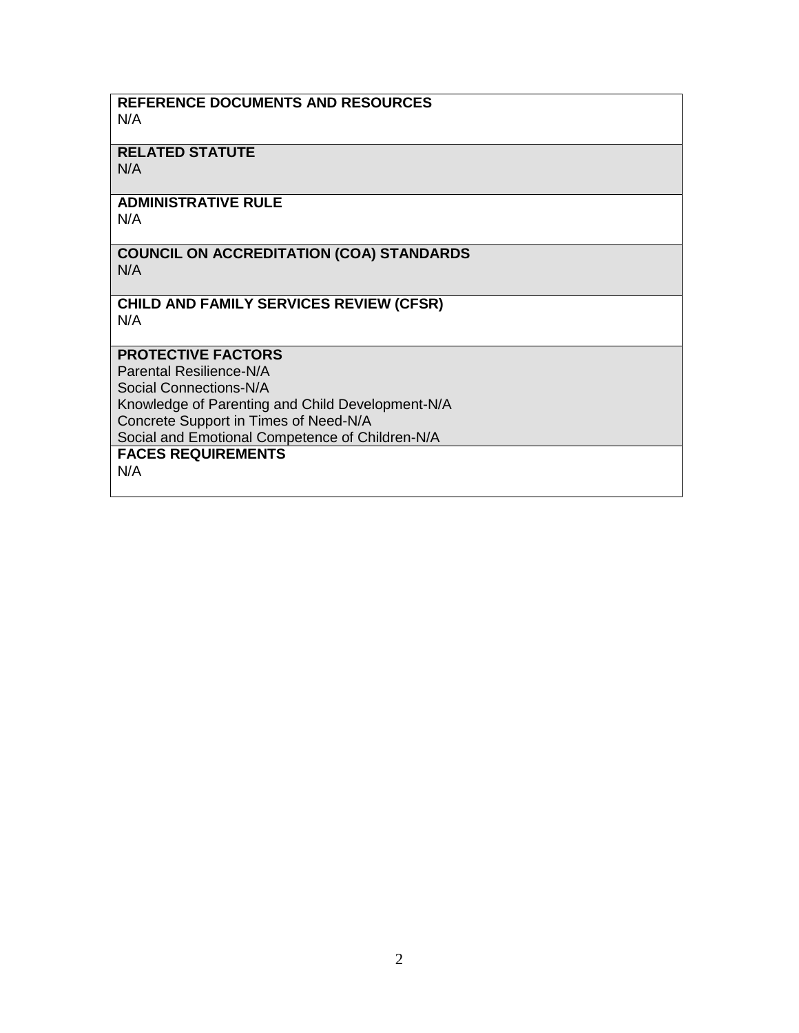**REFERENCE DOCUMENTS AND RESOURCES**
N/A

**RELATED STATUTE**
N/A

**ADMINISTRATIVE RULE**
N/A

**COUNCIL ON ACCREDITATION (COA) STANDARDS**
N/A

**CHILD AND FAMILY SERVICES REVIEW (CFSR)**
N/A

**PROTECTIVE FACTORS**
Parental Resilience-N/A
Social Connections-N/A
Knowledge of Parenting and Child Development-N/A
Concrete Support in Times of Need-N/A
Social and Emotional Competence of Children-N/A

**FACES REQUIREMENTS**
N/A